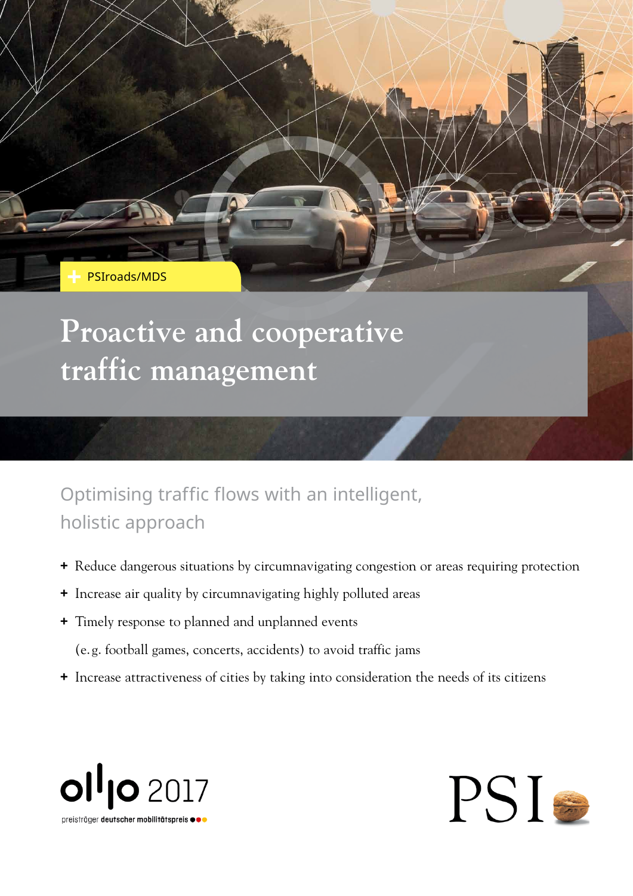PSIroads/MDS

# Proactive and cooperative traffic management

## Optimising traffic flows with an intelligent, holistic approach

- Reduce dangerous situations by circumnavigating congestion or areas requiring protection
- Increase air quality by circumnavigating highly polluted areas
- Timely response to planned and unplanned events (e.g. football games, concerts, accidents) to avoid traffic jams
- Increase attractiveness of cities by taking into consideration the needs of its citizens

ol|o 2017
preisträger deutscher mobilitätspreis

PSI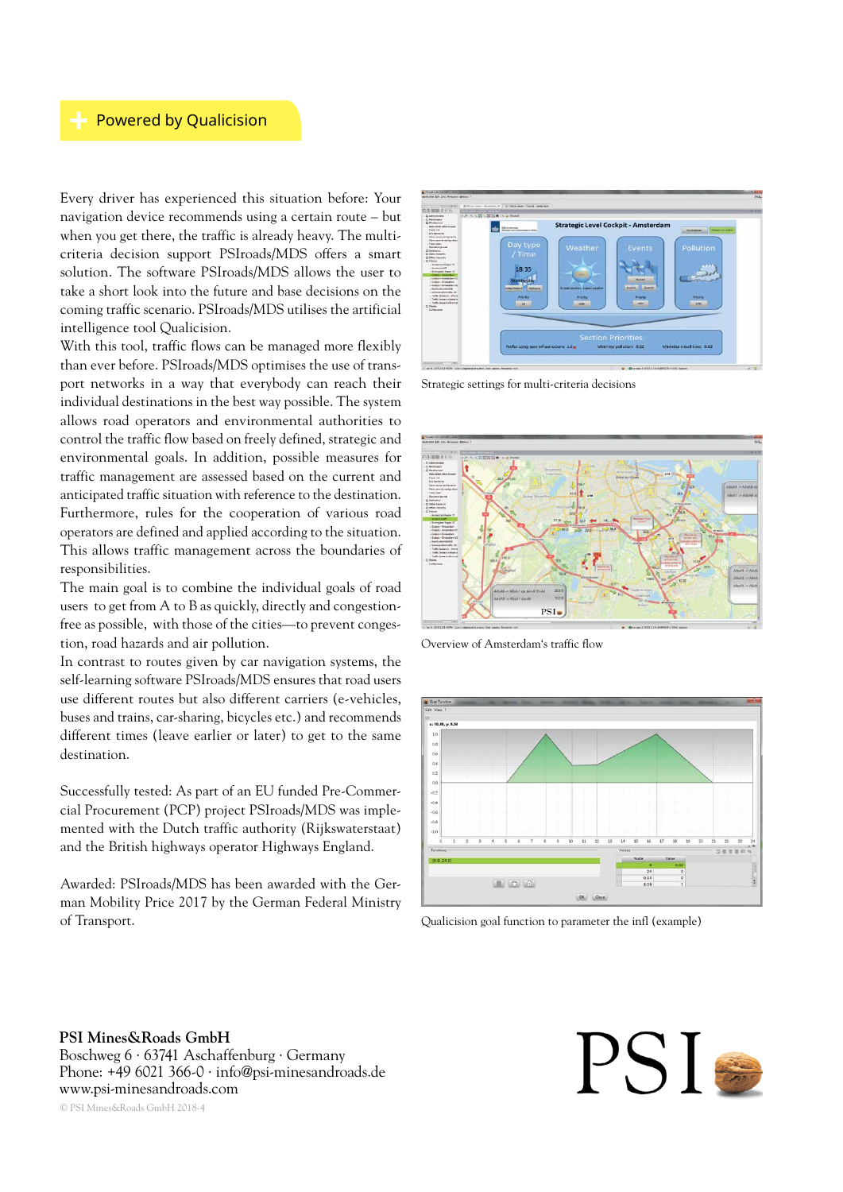**Powered by Qualicision**

Every driver has experienced this situation before: Your navigation device recommends using a certain route – but when you get there, the traffic is already heavy. The multi-criteria decision support PSIroads/MDS offers a smart solution. The software PSIroads/MDS allows the user to take a short look into the future and base decisions on the coming traffic scenario. PSIroads/MDS utilises the artificial intelligence tool Qualicision.

With this tool, traffic flows can be managed more flexibly than ever before. PSIroads/MDS optimises the use of transport networks in a way that everybody can reach their individual destinations in the best way possible. The system allows road operators and environmental authorities to control the traffic flow based on freely defined, strategic and environmental goals. In addition, possible measures for traffic management are assessed based on the current and anticipated traffic situation with reference to the destination. Furthermore, rules for the cooperation of various road operators are defined and applied according to the situation. This allows traffic management across the boundaries of responsibilities.

The main goal is to combine the individual goals of road users to get from A to B as quickly, directly and congestion-free as possible, with those of the cities—to prevent congestion, road hazards and air pollution.

In contrast to routes given by car navigation systems, the self-learning software PSIroads/MDS ensures that road users use different routes but also different carriers (e-vehicles, buses and trains, car-sharing, bicycles etc.) and recommends different times (leave earlier or later) to get to the same destination.

Successfully tested: As part of an EU funded Pre-Commercial Procurement (PCP) project PSIroads/MDS was implemented with the Dutch traffic authority (Rijkswaterstaat) and the British highways operator Highways England.

Awarded: PSIroads/MDS has been awarded with the German Mobility Price 2017 by the German Federal Ministry of Transport.

Strategic settings for multi-criteria decisions

Overview of Amsterdam's traffic flow

Qualicision goal function to parameter the infl (example)

**PSI Mines&Roads GmbH**
Boschweg 6 · 63741 Aschaffenburg · Germany
Phone: +49 6021 366-0 · info@psi-minesandroads.de
www.psi-minesandroads.com

© PSI Mines&Roads GmbH 2018-4